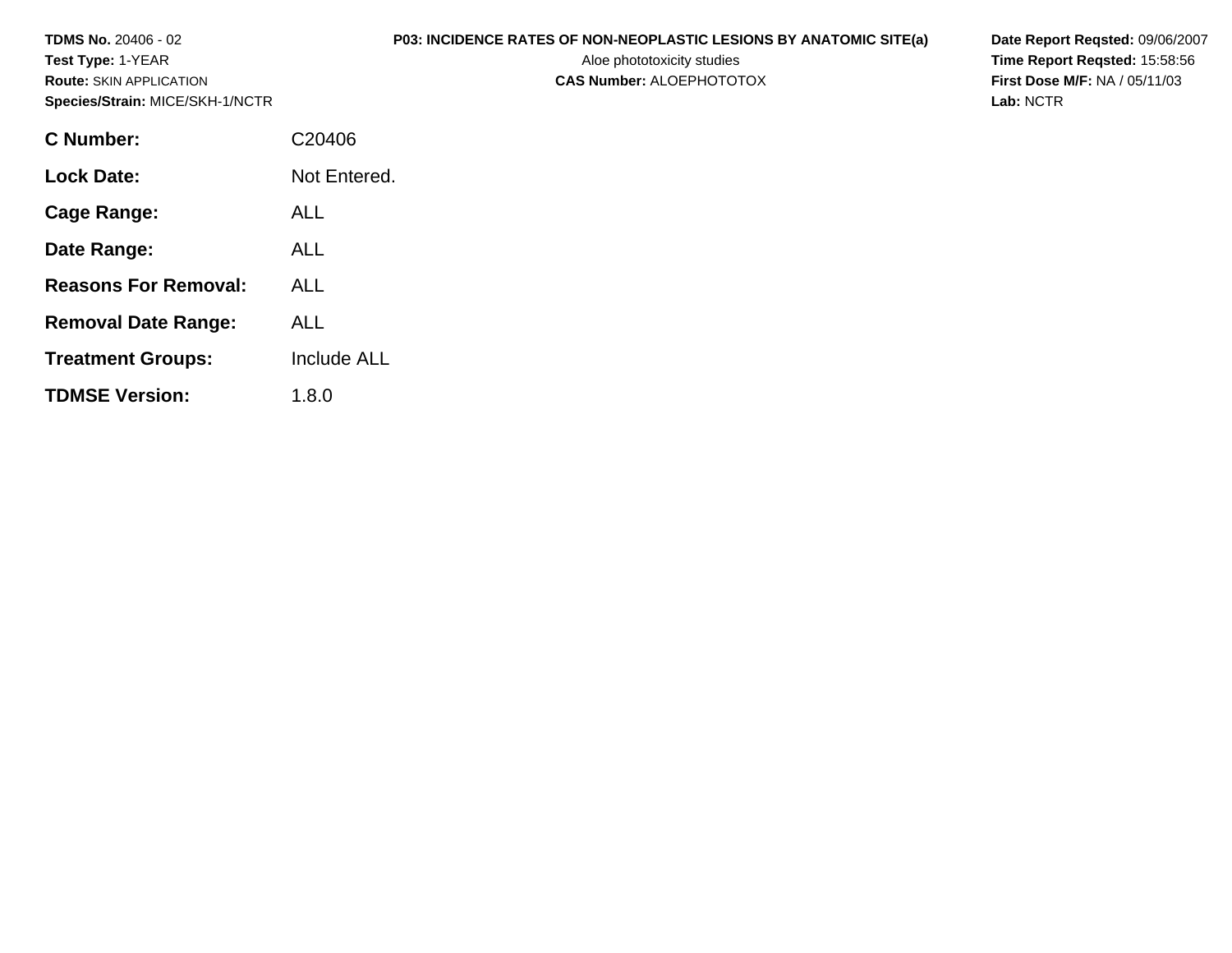**TDMS No.** 20406 - 02
**Test Type:** 1-YEAR
**Route:** SKIN APPLICATION
**Species/Strain:** MICE/SKH-1/NCTR

**P03: INCIDENCE RATES OF NON-NEOPLASTIC LESIONS BY ANATOMIC SITE(a)**
Aloe phototoxicity studies
**CAS Number:** ALOEPHOTOTOX

**Date Report Reqsted:** 09/06/2007
**Time Report Reqsted:** 15:58:56
**First Dose M/F:** NA / 05/11/03
**Lab:** NCTR

| | |
|---|---|
| **C Number:** | C20406 |
| **Lock Date:** | Not Entered. |
| **Cage Range:** | ALL |
| **Date Range:** | ALL |
| **Reasons For Removal:** | ALL |
| **Removal Date Range:** | ALL |
| **Treatment Groups:** | Include ALL |
| **TDMSE Version:** | 1.8.0 |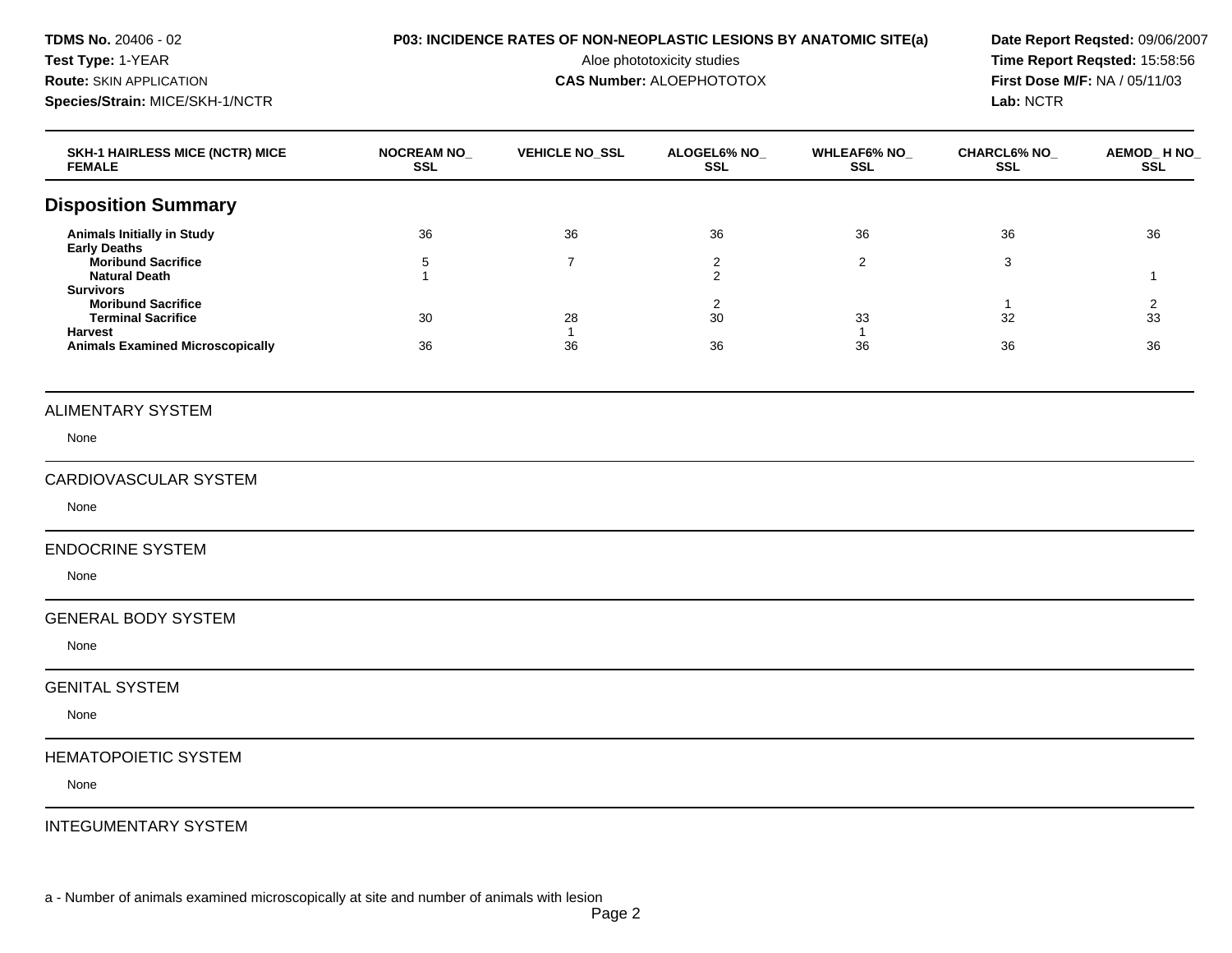**TDMS No.** 20406 - 02
**Test Type:** 1-YEAR
**Route:** SKIN APPLICATION
**Species/Strain:** MICE/SKH-1/NCTR

**P03: INCIDENCE RATES OF NON-NEOPLASTIC LESIONS BY ANATOMIC SITE(a)**
Aloe phototoxicity studies
**CAS Number:** ALOEPHOTOTOX

**Date Report Reqsted:** 09/06/2007
**Time Report Reqsted:** 15:58:56
**First Dose M/F:** NA / 05/11/03
**Lab:** NCTR

| SKH-1 HAIRLESS MICE (NCTR) MICE FEMALE | NOCREAM NO_ SSL | VEHICLE NO_SSL | ALOGEL6% NO_ SSL | WHLEAF6% NO_ SSL | CHARCL6% NO_ SSL | AEMOD_ H NO_ SSL |
|---|---|---|---|---|---|---|
| **Disposition Summary** | | | | | | |
| **Animals Initially in Study** | 36 | 36 | 36 | 36 | 36 | 36 |
| **Early Deaths** | | | | | | |
| **Moribund Sacrifice** | 5 | 7 | 2 | 2 | 3 | |
| **Natural Death** | 1 | | 2 | | | 1 |
| **Survivors** | | | | | | |
| **Moribund Sacrifice** | | | 2 | | 1 | 2 |
| **Terminal Sacrifice** | 30 | 28 | 30 | 33 | 32 | 33 |
| **Harvest** | | 1 | | 1 | | |
| **Animals Examined Microscopically** | 36 | 36 | 36 | 36 | 36 | 36 |

## ALIMENTARY SYSTEM

None

## CARDIOVASCULAR SYSTEM

None

## ENDOCRINE SYSTEM

None

## GENERAL BODY SYSTEM

None

## GENITAL SYSTEM

None

## HEMATOPOIETIC SYSTEM

None

## INTEGUMENTARY SYSTEM

a - Number of animals examined microscopically at site and number of animals with lesion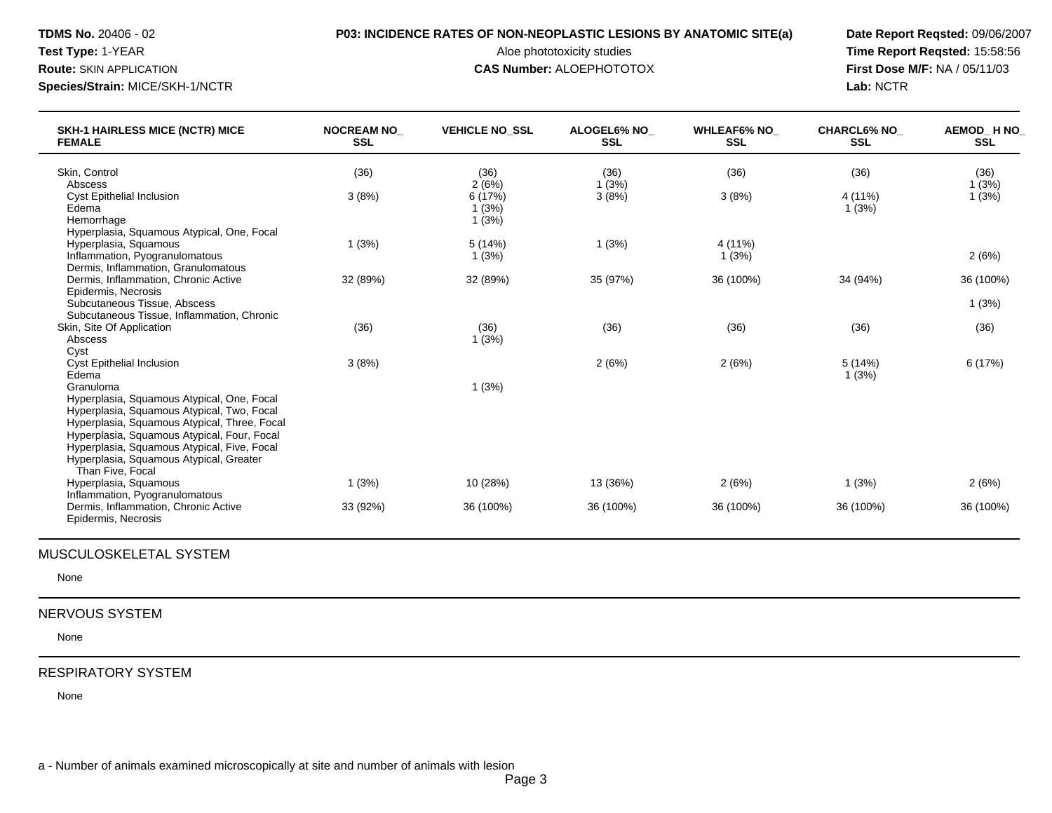**TDMS No.** 20406 - 02
**Test Type:** 1-YEAR
**Route:** SKIN APPLICATION
**Species/Strain:** MICE/SKH-1/NCTR

**P03: INCIDENCE RATES OF NON-NEOPLASTIC LESIONS BY ANATOMIC SITE(a)**
Aloe phototoxicity studies
**CAS Number:** ALOEPHOTOTOX

**Date Report Reqsted:** 09/06/2007
**Time Report Reqsted:** 15:58:56
**First Dose M/F:** NA / 05/11/03
**Lab:** NCTR

| SKH-1 HAIRLESS MICE (NCTR) MICE FEMALE | NOCREAM NO_ SSL | VEHICLE NO_SSL | ALOGEL6% NO_ SSL | WHLEAF6% NO_ SSL | CHARCL6% NO_ SSL | AEMOD_ H NO_ SSL |
|---|---|---|---|---|---|---|
| Skin, Control | (36) | (36) | (36) | (36) | (36) | (36) |
| Abscess | | 2 (6%) | 1 (3%) | | | 1 (3%) |
| Cyst Epithelial Inclusion | 3 (8%) | 6 (17%) | 3 (8%) | 3 (8%) | 4 (11%) | 1 (3%) |
| Edema | | 1 (3%) | | | 1 (3%) | |
| Hemorrhage | | 1 (3%) | | | | |
| Hyperplasia, Squamous Atypical, One, Focal | | | | | | |
| Hyperplasia, Squamous | 1 (3%) | 5 (14%) | 1 (3%) | 4 (11%) | | |
| Inflammation, Pyogranulomatous | | 1 (3%) | | 1 (3%) | | 2 (6%) |
| Dermis, Inflammation, Granulomatous | | | | | | |
| Dermis, Inflammation, Chronic Active | 32 (89%) | 32 (89%) | 35 (97%) | 36 (100%) | 34 (94%) | 36 (100%) |
| Epidermis, Necrosis | | | | | | |
| Subcutaneous Tissue, Abscess | | | | | | 1 (3%) |
| Subcutaneous Tissue, Inflammation, Chronic | | | | | | |
| Skin, Site Of Application | (36) | (36) | (36) | (36) | (36) | (36) |
| Abscess | | 1 (3%) | | | | |
| Cyst | | | | | | |
| Cyst Epithelial Inclusion | 3 (8%) | | 2 (6%) | 2 (6%) | 5 (14%) | 6 (17%) |
| Edema | | | | | 1 (3%) | |
| Granuloma | | 1 (3%) | | | | |
| Hyperplasia, Squamous Atypical, One, Focal | | | | | | |
| Hyperplasia, Squamous Atypical, Two, Focal | | | | | | |
| Hyperplasia, Squamous Atypical, Three, Focal | | | | | | |
| Hyperplasia, Squamous Atypical, Four, Focal | | | | | | |
| Hyperplasia, Squamous Atypical, Five, Focal | | | | | | |
| Hyperplasia, Squamous Atypical, Greater Than Five, Focal | | | | | | |
| Hyperplasia, Squamous | 1 (3%) | 10 (28%) | 13 (36%) | 2 (6%) | 1 (3%) | 2 (6%) |
| Inflammation, Pyogranulomatous | | | | | | |
| Dermis, Inflammation, Chronic Active | 33 (92%) | 36 (100%) | 36 (100%) | 36 (100%) | 36 (100%) | 36 (100%) |
| Epidermis, Necrosis | | | | | | |

MUSCULOSKELETAL SYSTEM

None

NERVOUS SYSTEM

None

RESPIRATORY SYSTEM

None

a - Number of animals examined microscopically at site and number of animals with lesion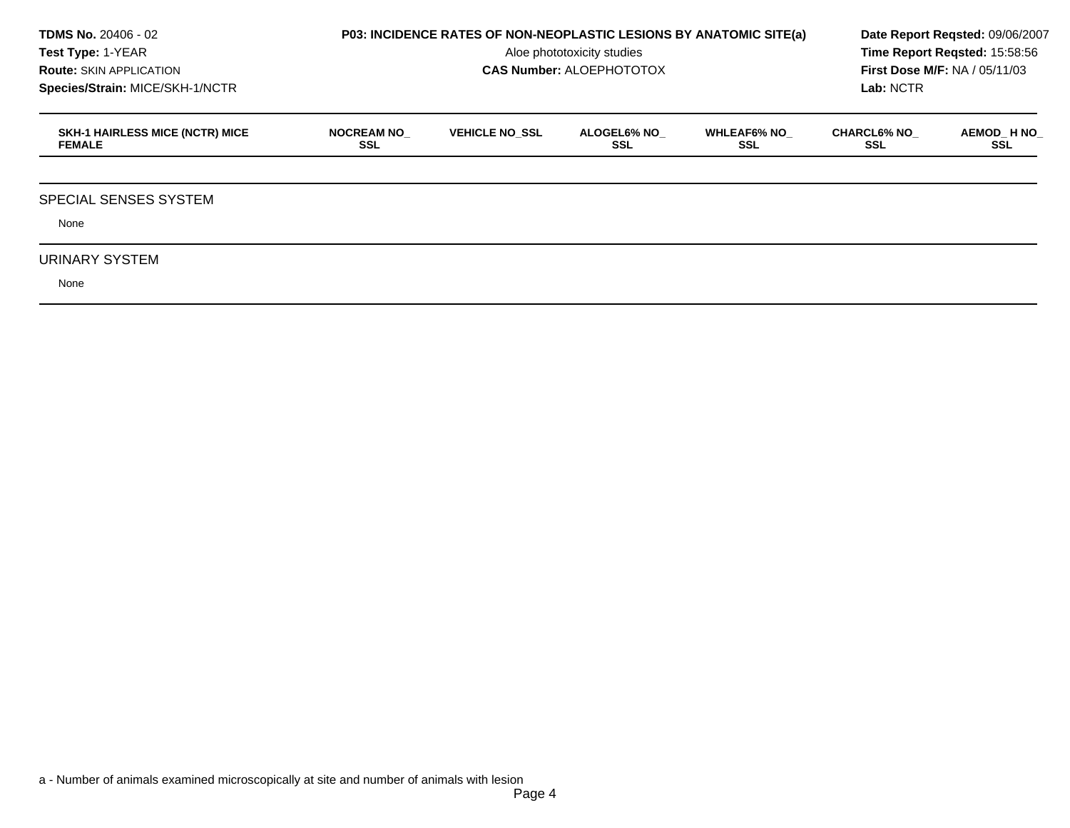**TDMS No.** 20406 - 02
**Test Type:** 1-YEAR
**Route:** SKIN APPLICATION
**Species/Strain:** MICE/SKH-1/NCTR

**P03: INCIDENCE RATES OF NON-NEOPLASTIC LESIONS BY ANATOMIC SITE(a)**
Aloe phototoxicity studies
**CAS Number:** ALOEPHOTOTOX

**Date Report Reqsted:** 09/06/2007
**Time Report Reqsted:** 15:58:56
**First Dose M/F:** NA / 05/11/03
**Lab:** NCTR

| SKH-1 HAIRLESS MICE (NCTR) MICE FEMALE | NOCREAM NO_ SSL | VEHICLE NO_SSL | ALOGEL6% NO_ SSL | WHLEAF6% NO_ SSL | CHARCL6% NO_ SSL | AEMOD_ H NO_ SSL |
|---|---|---|---|---|---|---|
| **SPECIAL SENSES SYSTEM** | | | | | | |
| None | | | | | | |
| **URINARY SYSTEM** | | | | | | |
| None | | | | | | |

a - Number of animals examined microscopically at site and number of animals with lesion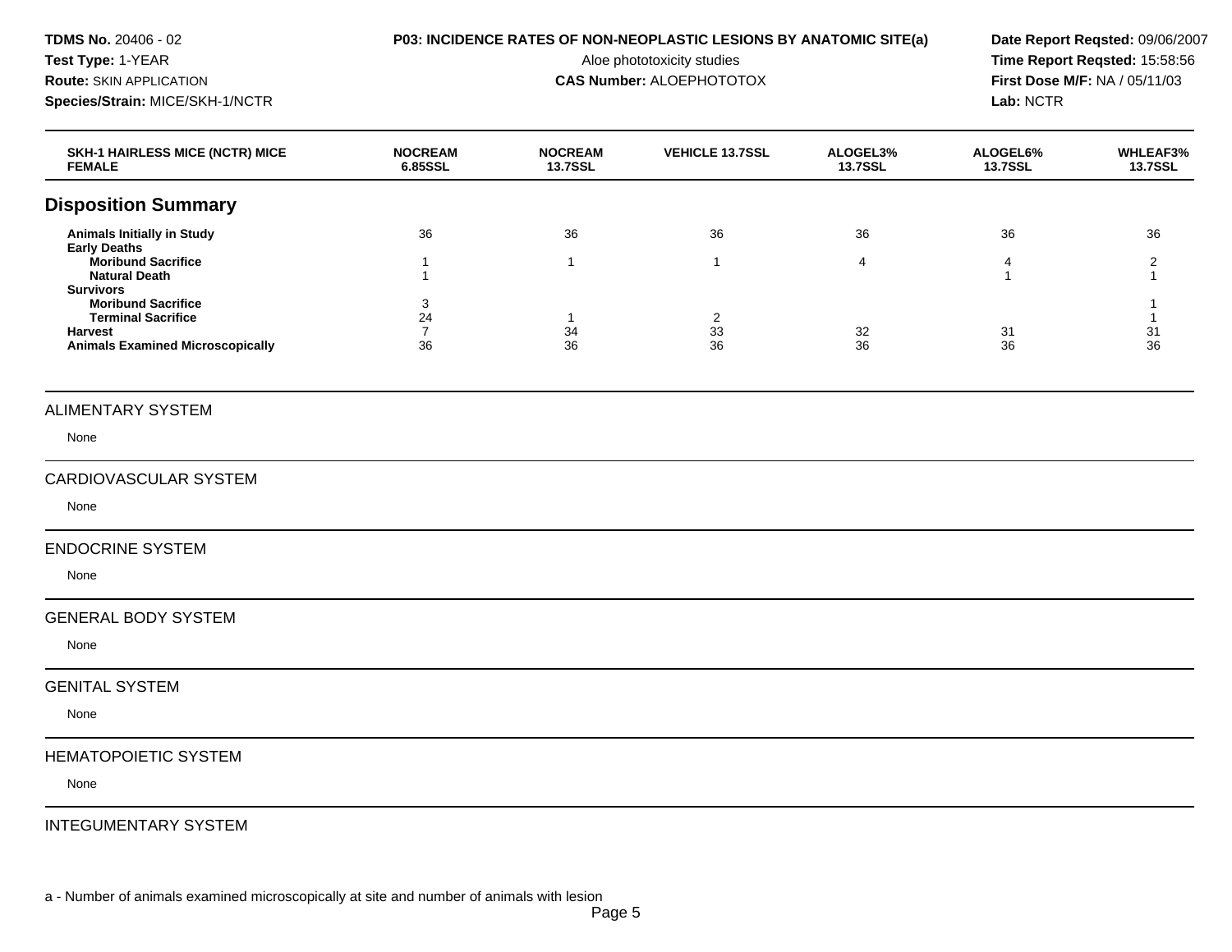**TDMS No.** 20406 - 02
**Test Type:** 1-YEAR
**Route:** SKIN APPLICATION
**Species/Strain:** MICE/SKH-1/NCTR

**P03: INCIDENCE RATES OF NON-NEOPLASTIC LESIONS BY ANATOMIC SITE(a)**
Aloe phototoxicity studies
**CAS Number:** ALOEPHOTOTOX

**Date Report Reqsted:** 09/06/2007
**Time Report Reqsted:** 15:58:56
**First Dose M/F:** NA / 05/11/03
**Lab:** NCTR

| SKH-1 HAIRLESS MICE (NCTR) MICE FEMALE | NOCREAM 6.85SSL | NOCREAM 13.7SSL | VEHICLE 13.7SSL | ALOGEL3% 13.7SSL | ALOGEL6% 13.7SSL | WHLEAF3% 13.7SSL |
|---|---|---|---|---|---|---|

## Disposition Summary

| | | | | | | |
|---|---|---|---|---|---|---|
| **Animals Initially in Study** | 36 | 36 | 36 | 36 | 36 | 36 |
| **Early Deaths** | | | | | | |
| **Moribund Sacrifice** | 1 | 1 | 1 | 4 | 4 | 2 |
| **Natural Death** | 1 | | | | 1 | 1 |
| **Survivors** | | | | | | |
| **Moribund Sacrifice** | 3 | | | | | 1 |
| **Terminal Sacrifice** | 24 | 1 | 2 | | | 1 |
| **Harvest** | 7 | 34 | 33 | 32 | 31 | 31 |
| **Animals Examined Microscopically** | 36 | 36 | 36 | 36 | 36 | 36 |

ALIMENTARY SYSTEM

None

CARDIOVASCULAR SYSTEM

None

ENDOCRINE SYSTEM

None

GENERAL BODY SYSTEM

None

GENITAL SYSTEM

None

HEMATOPOIETIC SYSTEM

None

INTEGUMENTARY SYSTEM

a - Number of animals examined microscopically at site and number of animals with lesion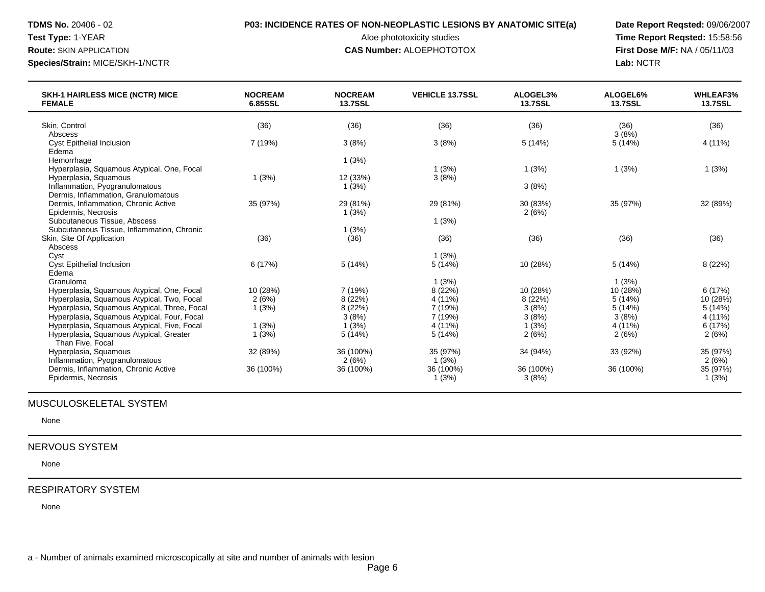**TDMS No.** 20406 - 02
**Test Type:** 1-YEAR
**Route:** SKIN APPLICATION
**Species/Strain:** MICE/SKH-1/NCTR

**P03: INCIDENCE RATES OF NON-NEOPLASTIC LESIONS BY ANATOMIC SITE(a)**
Aloe phototoxicity studies
**CAS Number:** ALOEPHOTOTOX

**Date Report Reqsted:** 09/06/2007
**Time Report Reqsted:** 15:58:56
**First Dose M/F:** NA / 05/11/03
**Lab:** NCTR

| SKH-1 HAIRLESS MICE (NCTR) MICE FEMALE | NOCREAM 6.85SSL | NOCREAM 13.7SSL | VEHICLE 13.7SSL | ALOGEL3% 13.7SSL | ALOGEL6% 13.7SSL | WHLEAF3% 13.7SSL |
|---|---|---|---|---|---|---|
| Skin, Control | (36) | (36) | (36) | (36) | (36) | (36) |
| Abscess | | | | | 3 (8%) | |
| Cyst Epithelial Inclusion | 7 (19%) | 3 (8%) | 3 (8%) | 5 (14%) | 5 (14%) | 4 (11%) |
| Edema | | | | | | |
| Hemorrhage | | 1 (3%) | | | | |
| Hyperplasia, Squamous Atypical, One, Focal | | | 1 (3%) | 1 (3%) | 1 (3%) | 1 (3%) |
| Hyperplasia, Squamous | 1 (3%) | 12 (33%) | 3 (8%) | | | |
| Inflammation, Pyogranulomatous | | 1 (3%) | | 3 (8%) | | |
| Dermis, Inflammation, Granulomatous | | | | | | |
| Dermis, Inflammation, Chronic Active | 35 (97%) | 29 (81%) | 29 (81%) | 30 (83%) | 35 (97%) | 32 (89%) |
| Epidermis, Necrosis | | 1 (3%) | | 2 (6%) | | |
| Subcutaneous Tissue, Abscess | | | 1 (3%) | | | |
| Subcutaneous Tissue, Inflammation, Chronic | | 1 (3%) | | | | |
| Skin, Site Of Application | (36) | (36) | (36) | (36) | (36) | (36) |
| Abscess | | | | | | |
| Cyst | | | 1 (3%) | | | |
| Cyst Epithelial Inclusion | 6 (17%) | 5 (14%) | 5 (14%) | 10 (28%) | 5 (14%) | 8 (22%) |
| Edema | | | | | | |
| Granuloma | | | 1 (3%) | | 1 (3%) | |
| Hyperplasia, Squamous Atypical, One, Focal | 10 (28%) | 7 (19%) | 8 (22%) | 10 (28%) | 10 (28%) | 6 (17%) |
| Hyperplasia, Squamous Atypical, Two, Focal | 2 (6%) | 8 (22%) | 4 (11%) | 8 (22%) | 5 (14%) | 10 (28%) |
| Hyperplasia, Squamous Atypical, Three, Focal | 1 (3%) | 8 (22%) | 7 (19%) | 3 (8%) | 5 (14%) | 5 (14%) |
| Hyperplasia, Squamous Atypical, Four, Focal | | 3 (8%) | 7 (19%) | 3 (8%) | 3 (8%) | 4 (11%) |
| Hyperplasia, Squamous Atypical, Five, Focal | 1 (3%) | 1 (3%) | 4 (11%) | 1 (3%) | 4 (11%) | 6 (17%) |
| Hyperplasia, Squamous Atypical, Greater Than Five, Focal | 1 (3%) | 5 (14%) | 5 (14%) | 2 (6%) | 2 (6%) | 2 (6%) |
| Hyperplasia, Squamous | 32 (89%) | 36 (100%) | 35 (97%) | 34 (94%) | 33 (92%) | 35 (97%) |
| Inflammation, Pyogranulomatous | | 2 (6%) | 1 (3%) | | | 2 (6%) |
| Dermis, Inflammation, Chronic Active | 36 (100%) | 36 (100%) | 36 (100%) | 36 (100%) | 36 (100%) | 35 (97%) |
| Epidermis, Necrosis | | | 1 (3%) | 3 (8%) | | 1 (3%) |

## MUSCULOSKELETAL SYSTEM

None

## NERVOUS SYSTEM

None

## RESPIRATORY SYSTEM

None

a - Number of animals examined microscopically at site and number of animals with lesion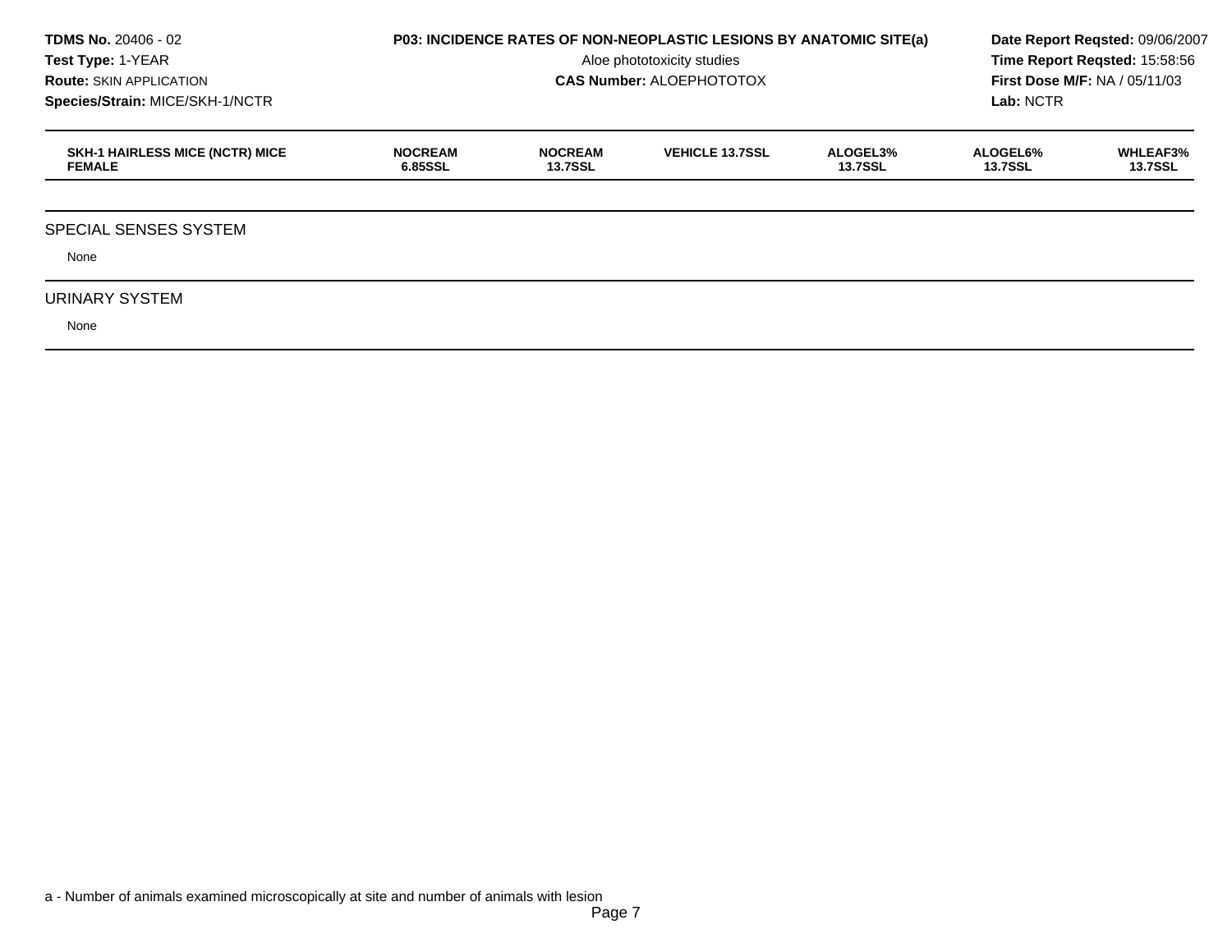| SKH-1 HAIRLESS MICE (NCTR) MICE FEMALE | NOCREAM 6.85SSL | NOCREAM 13.7SSL | VEHICLE 13.7SSL | ALOGEL3% 13.7SSL | ALOGEL6% 13.7SSL | WHLEAF3% 13.7SSL |
|---|---|---|---|---|---|---|

## SPECIAL SENSES SYSTEM

None

## URINARY SYSTEM

None

a - Number of animals examined microscopically at site and number of animals with lesion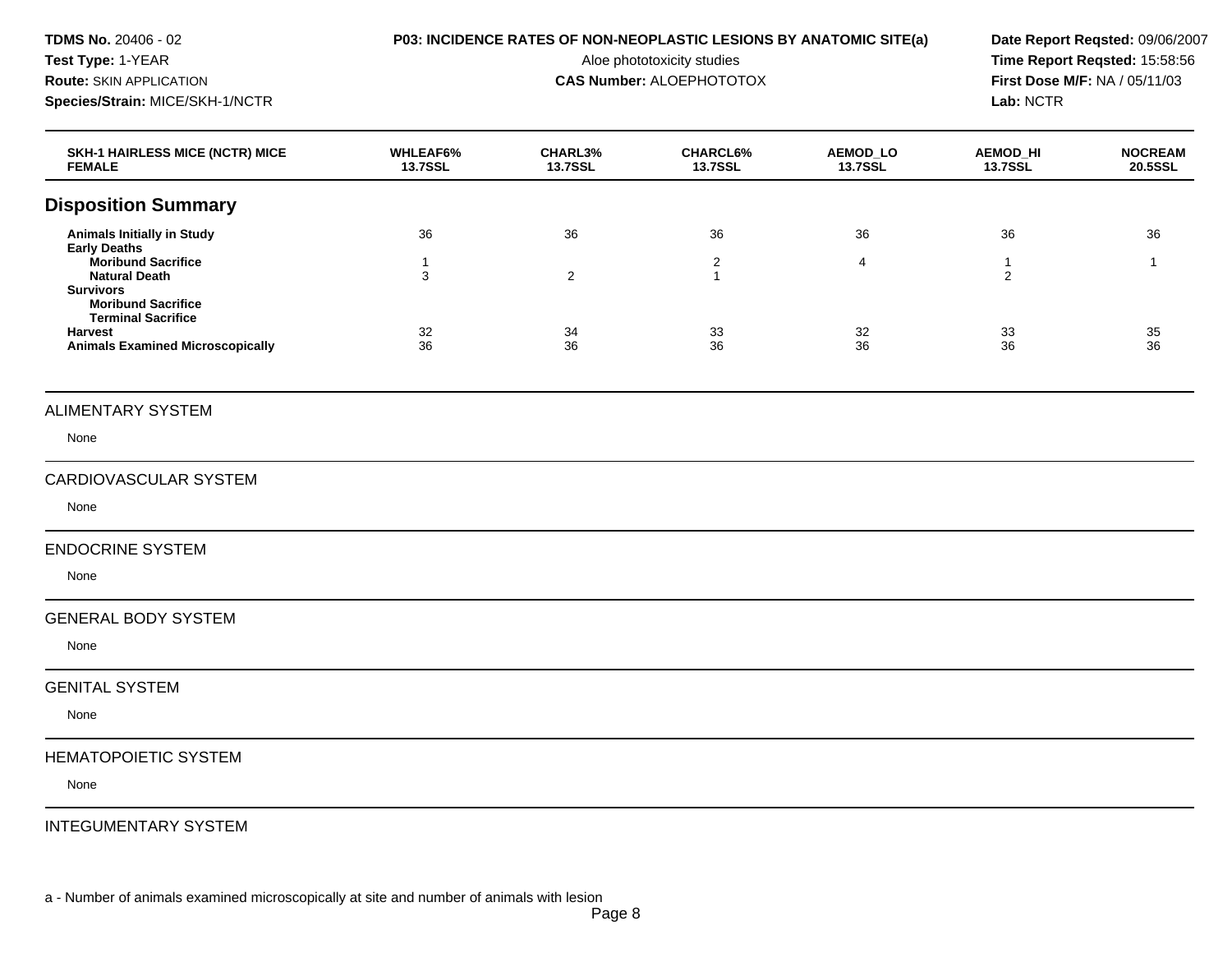**TDMS No.** 20406 - 02
**Test Type:** 1-YEAR
**Route:** SKIN APPLICATION
**Species/Strain:** MICE/SKH-1/NCTR

**P03: INCIDENCE RATES OF NON-NEOPLASTIC LESIONS BY ANATOMIC SITE(a)**
Aloe phototoxicity studies
**CAS Number:** ALOEPHOTOTOX

**Date Report Reqsted:** 09/06/2007
**Time Report Reqsted:** 15:58:56
**First Dose M/F:** NA / 05/11/03
**Lab:** NCTR

| SKH-1 HAIRLESS MICE (NCTR) MICE FEMALE | WHLEAF6% 13.7SSL | CHARL3% 13.7SSL | CHARCL6% 13.7SSL | AEMOD_LO 13.7SSL | AEMOD_HI 13.7SSL | NOCREAM 20.5SSL |
|---|---|---|---|---|---|---|
| **Disposition Summary** | | | | | | |
| **Animals Initially in Study** | 36 | 36 | 36 | 36 | 36 | 36 |
| **Early Deaths** | | | | | | |
| **Moribund Sacrifice** | 1 | | 2 | 4 | 1 | 1 |
| **Natural Death** | 3 | 2 | 1 | | 2 | |
| **Survivors** | | | | | | |
| **Moribund Sacrifice** | | | | | | |
| **Terminal Sacrifice** | | | | | | |
| **Harvest** | 32 | 34 | 33 | 32 | 33 | 35 |
| **Animals Examined Microscopically** | 36 | 36 | 36 | 36 | 36 | 36 |

## ALIMENTARY SYSTEM

None

## CARDIOVASCULAR SYSTEM

None

## ENDOCRINE SYSTEM

None

## GENERAL BODY SYSTEM

None

## GENITAL SYSTEM

None

## HEMATOPOIETIC SYSTEM

None

## INTEGUMENTARY SYSTEM

a - Number of animals examined microscopically at site and number of animals with lesion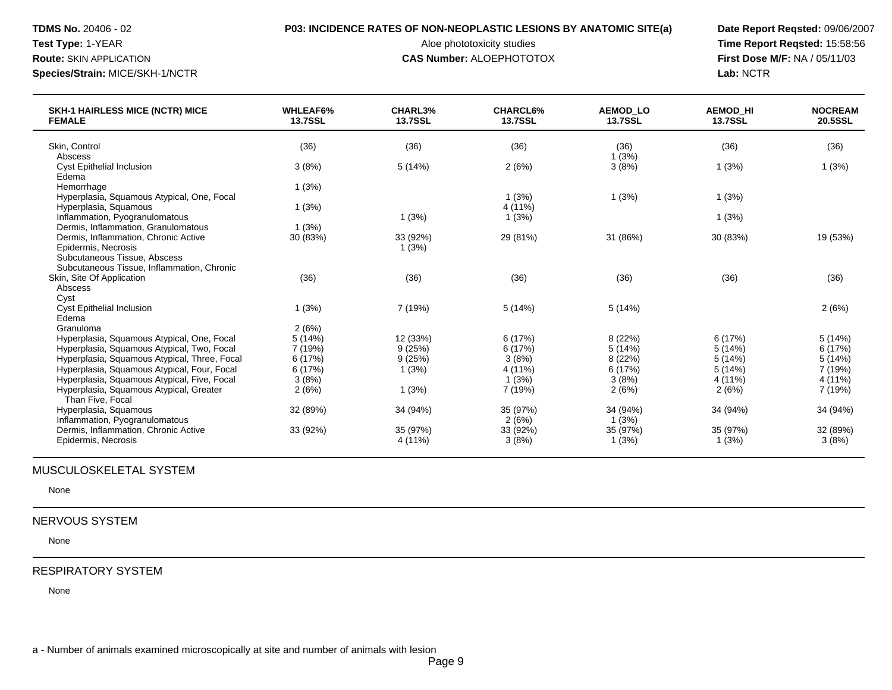**TDMS No.** 20406 - 02
**Test Type:** 1-YEAR
**Route:** SKIN APPLICATION
**Species/Strain:** MICE/SKH-1/NCTR

**P03: INCIDENCE RATES OF NON-NEOPLASTIC LESIONS BY ANATOMIC SITE(a)**
Aloe phototoxicity studies
**CAS Number:** ALOEPHOTOTOX

**Date Report Reqsted:** 09/06/2007
**Time Report Reqsted:** 15:58:56
**First Dose M/F:** NA / 05/11/03
**Lab:** NCTR

| SKH-1 HAIRLESS MICE (NCTR) MICE FEMALE | WHLEAF6% 13.7SSL | CHARL3% 13.7SSL | CHARCL6% 13.7SSL | AEMOD_LO 13.7SSL | AEMOD_HI 13.7SSL | NOCREAM 20.5SSL |
|---|---|---|---|---|---|---|
| Skin, Control | (36) | (36) | (36) | (36) | (36) | (36) |
| Abscess | | | | 1 (3%) | | |
| Cyst Epithelial Inclusion | 3 (8%) | 5 (14%) | 2 (6%) | 3 (8%) | 1 (3%) | 1 (3%) |
| Edema | | | | | | |
| Hemorrhage | 1 (3%) | | | | | |
| Hyperplasia, Squamous Atypical, One, Focal | | | 1 (3%) | 1 (3%) | 1 (3%) | |
| Hyperplasia, Squamous | 1 (3%) | | 4 (11%) | | | |
| Inflammation, Pyogranulomatous | | 1 (3%) | 1 (3%) | | 1 (3%) | |
| Dermis, Inflammation, Granulomatous | 1 (3%) | | | | | |
| Dermis, Inflammation, Chronic Active | 30 (83%) | 33 (92%) | 29 (81%) | 31 (86%) | 30 (83%) | 19 (53%) |
| Epidermis, Necrosis | | 1 (3%) | | | | |
| Subcutaneous Tissue, Abscess | | | | | | |
| Subcutaneous Tissue, Inflammation, Chronic | | | | | | |
| Skin, Site Of Application | (36) | (36) | (36) | (36) | (36) | (36) |
| Abscess | | | | | | |
| Cyst | | | | | | |
| Cyst Epithelial Inclusion | 1 (3%) | 7 (19%) | 5 (14%) | 5 (14%) | | 2 (6%) |
| Edema | | | | | | |
| Granuloma | 2 (6%) | | | | | |
| Hyperplasia, Squamous Atypical, One, Focal | 5 (14%) | 12 (33%) | 6 (17%) | 8 (22%) | 6 (17%) | 5 (14%) |
| Hyperplasia, Squamous Atypical, Two, Focal | 7 (19%) | 9 (25%) | 6 (17%) | 5 (14%) | 5 (14%) | 6 (17%) |
| Hyperplasia, Squamous Atypical, Three, Focal | 6 (17%) | 9 (25%) | 3 (8%) | 8 (22%) | 5 (14%) | 5 (14%) |
| Hyperplasia, Squamous Atypical, Four, Focal | 6 (17%) | 1 (3%) | 4 (11%) | 6 (17%) | 5 (14%) | 7 (19%) |
| Hyperplasia, Squamous Atypical, Five, Focal | 3 (8%) | | 1 (3%) | 3 (8%) | 4 (11%) | 4 (11%) |
| Hyperplasia, Squamous Atypical, Greater Than Five, Focal | 2 (6%) | 1 (3%) | 7 (19%) | 2 (6%) | 2 (6%) | 7 (19%) |
| Hyperplasia, Squamous | 32 (89%) | 34 (94%) | 35 (97%) | 34 (94%) | 34 (94%) | 34 (94%) |
| Inflammation, Pyogranulomatous | | | 2 (6%) | 1 (3%) | | |
| Dermis, Inflammation, Chronic Active | 33 (92%) | 35 (97%) | 33 (92%) | 35 (97%) | 35 (97%) | 32 (89%) |
| Epidermis, Necrosis | | 4 (11%) | 3 (8%) | 1 (3%) | 1 (3%) | 3 (8%) |

## MUSCULOSKELETAL SYSTEM

None

## NERVOUS SYSTEM

None

## RESPIRATORY SYSTEM

None

a - Number of animals examined microscopically at site and number of animals with lesion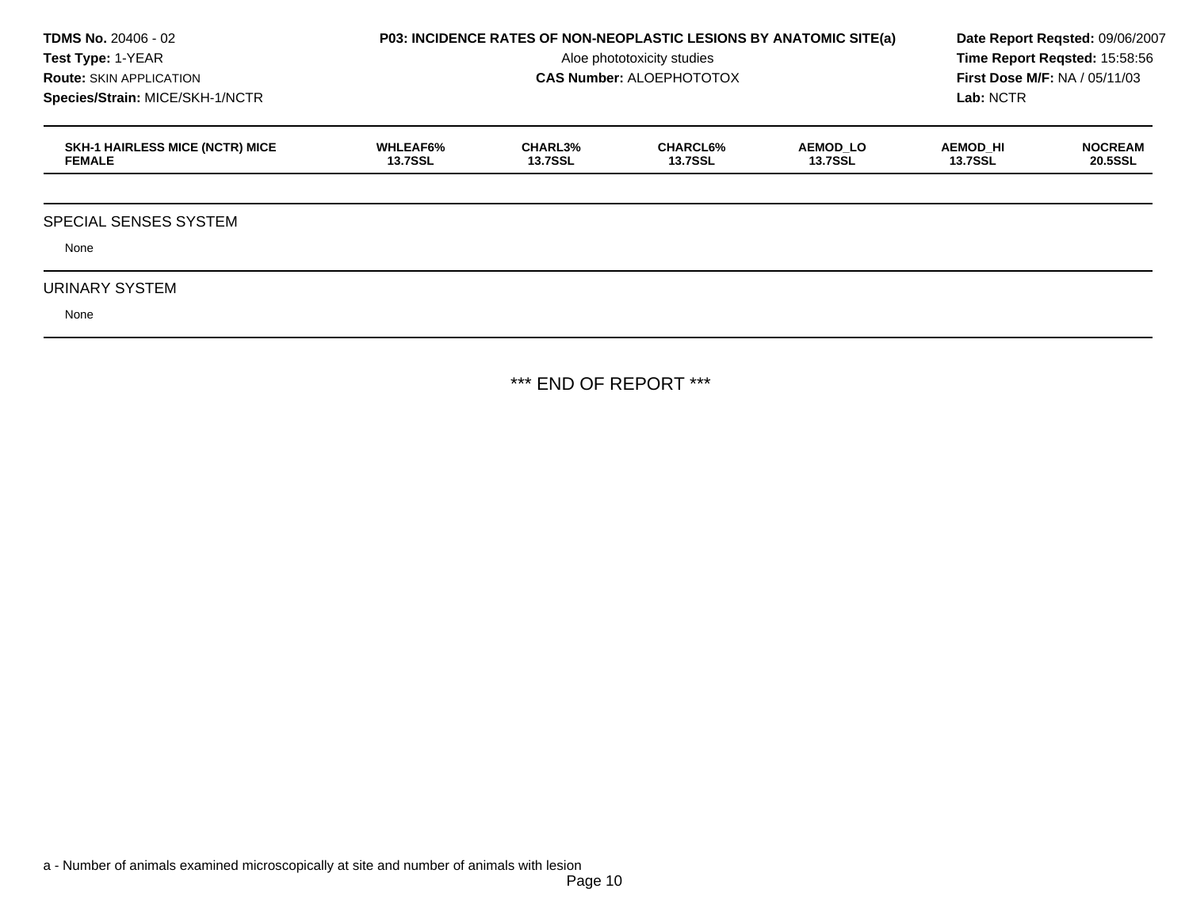**TDMS No.** 20406 - 02
**Test Type:** 1-YEAR
**Route:** SKIN APPLICATION
**Species/Strain:** MICE/SKH-1/NCTR

**P03: INCIDENCE RATES OF NON-NEOPLASTIC LESIONS BY ANATOMIC SITE(a)**
Aloe phototoxicity studies
**CAS Number:** ALOEPHOTOTOX

**Date Report Reqsted:** 09/06/2007
**Time Report Reqsted:** 15:58:56
**First Dose M/F:** NA / 05/11/03
**Lab:** NCTR

| SKH-1 HAIRLESS MICE (NCTR) MICE FEMALE | WHLEAF6% 13.7SSL | CHARL3% 13.7SSL | CHARCL6% 13.7SSL | AEMOD_LO 13.7SSL | AEMOD_HI 13.7SSL | NOCREAM 20.5SSL |
|---|---|---|---|---|---|---|

## SPECIAL SENSES SYSTEM

None

## URINARY SYSTEM

None

*** END OF REPORT ***

a - Number of animals examined microscopically at site and number of animals with lesion